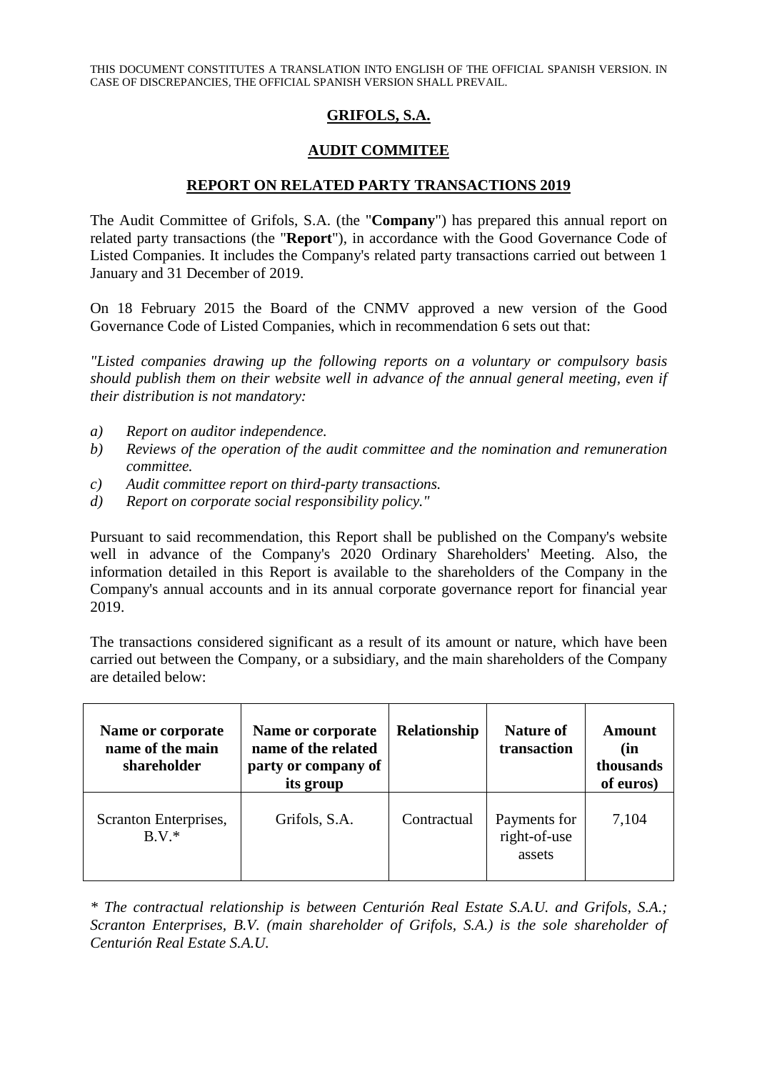THIS DOCUMENT CONSTITUTES A TRANSLATION INTO ENGLISH OF THE OFFICIAL SPANISH VERSION. IN CASE OF DISCREPANCIES, THE OFFICIAL SPANISH VERSION SHALL PREVAIL.

# GRIFOLS, S.A.

## AUDIT COMMITEE

## REPORT ON RELATED PARTY TRANSACTIONS 2019

The Audit Committee of Grifols, S.A. (the "**Company**") has prepared this annual report on related party transactions (the "**Report**"), in accordance with the Good Governance Code of Listed Companies. It includes the Company's related party transactions carried out between 1 January and 31 December of 2019.

On 18 February 2015 the Board of the CNMV approved a new version of the Good Governance Code of Listed Companies, which in recommendation 6 sets out that:

*"Listed companies drawing up the following reports on a voluntary or compulsory basis should publish them on their website well in advance of the annual general meeting, even if their distribution is not mandatory:*

- *a) Report on auditor independence.*
- *b) Reviews of the operation of the audit committee and the nomination and remuneration committee.*
- *c) Audit committee report on third-party transactions.*
- *d) Report on corporate social responsibility policy."*

Pursuant to said recommendation, this Report shall be published on the Company's website well in advance of the Company's 2020 Ordinary Shareholders' Meeting. Also, the information detailed in this Report is available to the shareholders of the Company in the Company's annual accounts and in its annual corporate governance report for financial year 2019.

The transactions considered significant as a result of its amount or nature, which have been carried out between the Company, or a subsidiary, and the main shareholders of the Company are detailed below:

| Name or corporate name of the main shareholder | Name or corporate name of the related party or company of its group | Relationship | Nature of transaction | Amount (in thousands of euros) |
|---|---|---|---|---|
| Scranton Enterprises, B.V.* | Grifols, S.A. | Contractual | Payments for right-of-use assets | 7,104 |

*\* The contractual relationship is between Centurión Real Estate S.A.U. and Grifols, S.A.; Scranton Enterprises, B.V. (main shareholder of Grifols, S.A.) is the sole shareholder of Centurión Real Estate S.A.U.*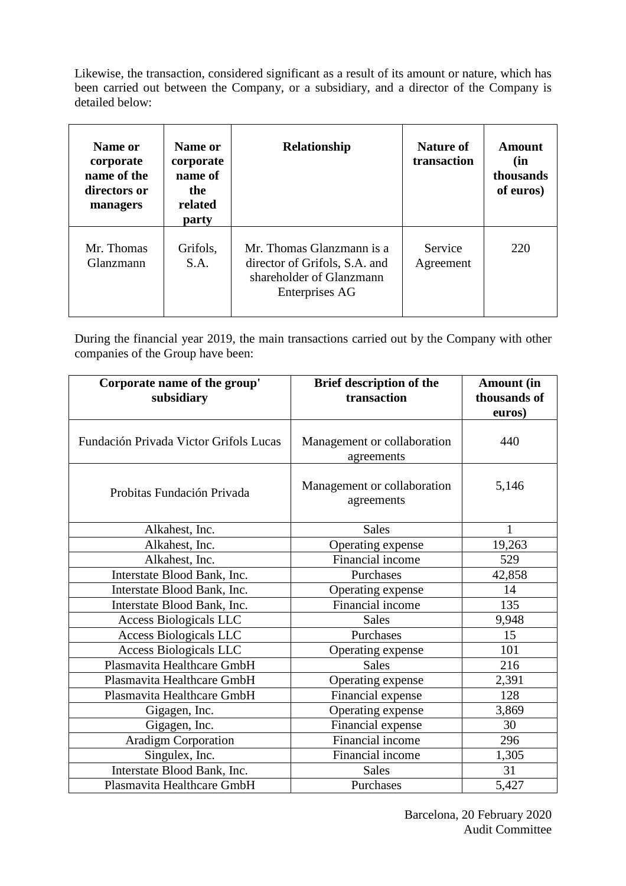Likewise, the transaction, considered significant as a result of its amount or nature, which has been carried out between the Company, or a subsidiary, and a director of the Company is detailed below:

| Name or corporate name of the directors or managers | Name or corporate name of the related party | Relationship | Nature of transaction | Amount (in thousands of euros) |
|---|---|---|---|---|
| Mr. Thomas Glanzmann | Grifols, S.A. | Mr. Thomas Glanzmann is a director of Grifols, S.A. and shareholder of Glanzmann Enterprises AG | Service Agreement | 220 |

During the financial year 2019, the main transactions carried out by the Company with other companies of the Group have been:

| Corporate name of the group' subsidiary | Brief description of the transaction | Amount (in thousands of euros) |
|---|---|---|
| Fundación Privada Victor Grifols Lucas | Management or collaboration agreements | 440 |
| Probitas Fundación Privada | Management or collaboration agreements | 5,146 |
| Alkahest, Inc. | Sales | 1 |
| Alkahest, Inc. | Operating expense | 19,263 |
| Alkahest, Inc. | Financial income | 529 |
| Interstate Blood Bank, Inc. | Purchases | 42,858 |
| Interstate Blood Bank, Inc. | Operating expense | 14 |
| Interstate Blood Bank, Inc. | Financial income | 135 |
| Access Biologicals LLC | Sales | 9,948 |
| Access Biologicals LLC | Purchases | 15 |
| Access Biologicals LLC | Operating expense | 101 |
| Plasmavita Healthcare GmbH | Sales | 216 |
| Plasmavita Healthcare GmbH | Operating expense | 2,391 |
| Plasmavita Healthcare GmbH | Financial expense | 128 |
| Gigagen, Inc. | Operating expense | 3,869 |
| Gigagen, Inc. | Financial expense | 30 |
| Aradigm Corporation | Financial income | 296 |
| Singulex, Inc. | Financial income | 1,305 |
| Interstate Blood Bank, Inc. | Sales | 31 |
| Plasmavita Healthcare GmbH | Purchases | 5,427 |

Barcelona, 20 February 2020
Audit Committee